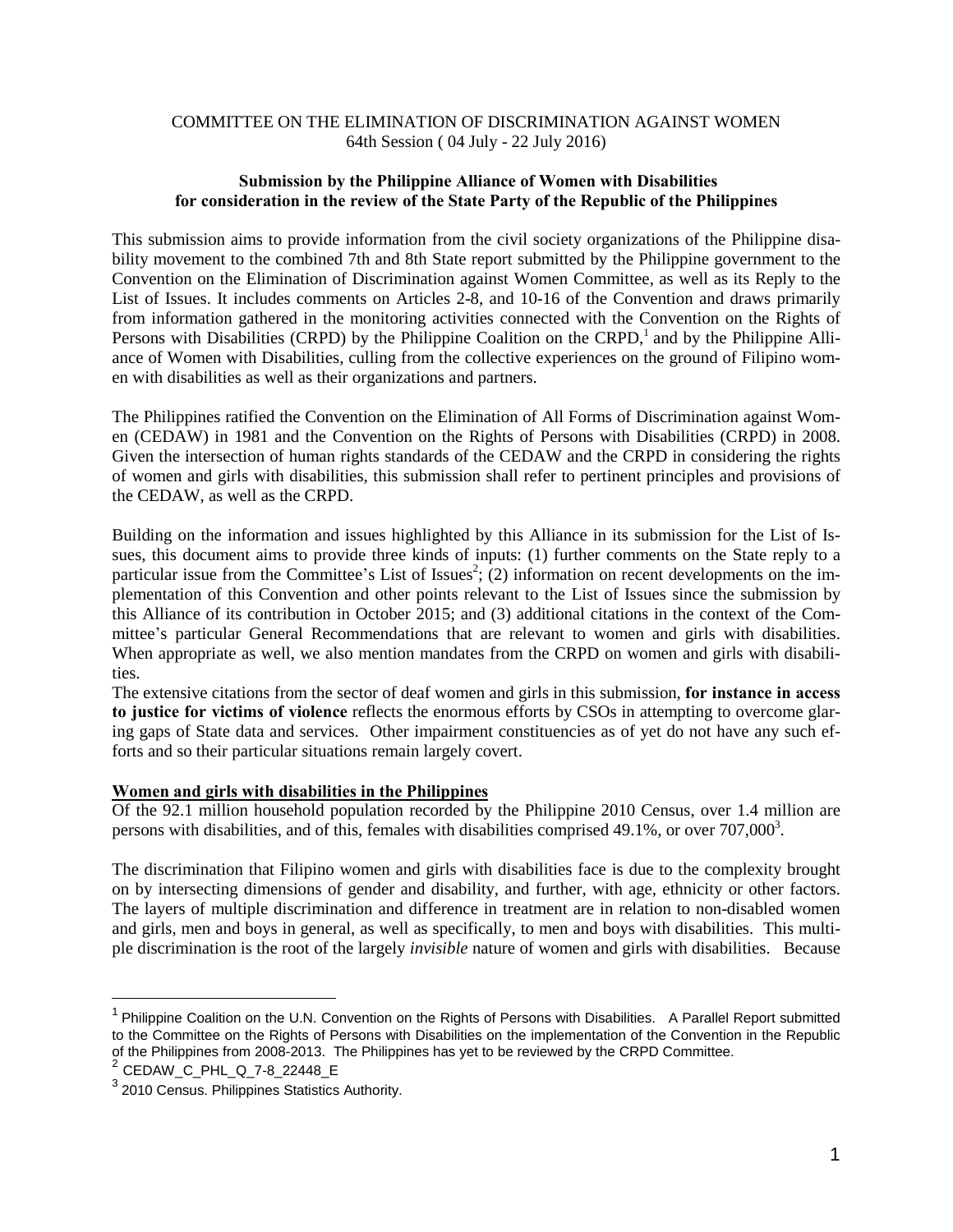COMMITTEE ON THE ELIMINATION OF DISCRIMINATION AGAINST WOMEN
64th Session ( 04 July - 22 July 2016)

**Submission by the Philippine Alliance of Women with Disabilities for consideration in the review of the State Party of the Republic of the Philippines**

This submission aims to provide information from the civil society organizations of the Philippine disability movement to the combined 7th and 8th State report submitted by the Philippine government to the Convention on the Elimination of Discrimination against Women Committee, as well as its Reply to the List of Issues. It includes comments on Articles 2-8, and 10-16 of the Convention and draws primarily from information gathered in the monitoring activities connected with the Convention on the Rights of Persons with Disabilities (CRPD) by the Philippine Coalition on the CRPD,[1] and by the Philippine Alliance of Women with Disabilities, culling from the collective experiences on the ground of Filipino women with disabilities as well as their organizations and partners.

The Philippines ratified the Convention on the Elimination of All Forms of Discrimination against Women (CEDAW) in 1981 and the Convention on the Rights of Persons with Disabilities (CRPD) in 2008. Given the intersection of human rights standards of the CEDAW and the CRPD in considering the rights of women and girls with disabilities, this submission shall refer to pertinent principles and provisions of the CEDAW, as well as the CRPD.

Building on the information and issues highlighted by this Alliance in its submission for the List of Issues, this document aims to provide three kinds of inputs: (1) further comments on the State reply to a particular issue from the Committee's List of Issues[2]; (2) information on recent developments on the implementation of this Convention and other points relevant to the List of Issues since the submission by this Alliance of its contribution in October 2015; and (3) additional citations in the context of the Committee's particular General Recommendations that are relevant to women and girls with disabilities. When appropriate as well, we also mention mandates from the CRPD on women and girls with disabilities.

The extensive citations from the sector of deaf women and girls in this submission, **for instance in access to justice for victims of violence** reflects the enormous efforts by CSOs in attempting to overcome glaring gaps of State data and services. Other impairment constituencies as of yet do not have any such efforts and so their particular situations remain largely covert.

**Women and girls with disabilities in the Philippines**

Of the 92.1 million household population recorded by the Philippine 2010 Census, over 1.4 million are persons with disabilities, and of this, females with disabilities comprised 49.1%, or over 707,000[3].

The discrimination that Filipino women and girls with disabilities face is due to the complexity brought on by intersecting dimensions of gender and disability, and further, with age, ethnicity or other factors. The layers of multiple discrimination and difference in treatment are in relation to non-disabled women and girls, men and boys in general, as well as specifically, to men and boys with disabilities. This multiple discrimination is the root of the largely *invisible* nature of women and girls with disabilities. Because

---

[1] Philippine Coalition on the U.N. Convention on the Rights of Persons with Disabilities. A Parallel Report submitted to the Committee on the Rights of Persons with Disabilities on the implementation of the Convention in the Republic of the Philippines from 2008-2013. The Philippines has yet to be reviewed by the CRPD Committee.

[2] CEDAW_C_PHL_Q_7-8_22448_E

[3] 2010 Census. Philippines Statistics Authority.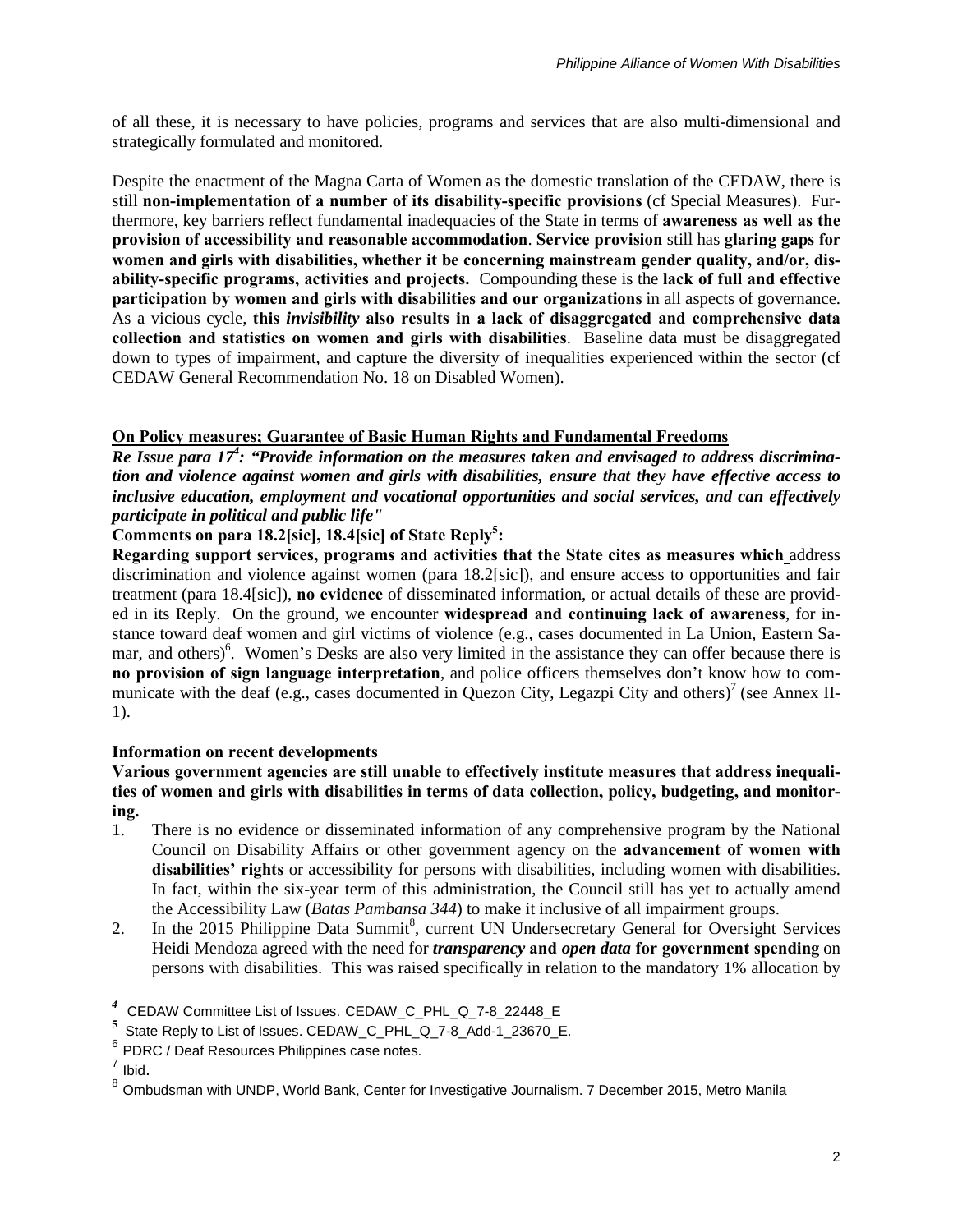of all these, it is necessary to have policies, programs and services that are also multi-dimensional and strategically formulated and monitored.

Despite the enactment of the Magna Carta of Women as the domestic translation of the CEDAW, there is still **non-implementation of a number of its disability-specific provisions** (cf Special Measures). Furthermore, key barriers reflect fundamental inadequacies of the State in terms of **awareness as well as the provision of accessibility and reasonable accommodation**. **Service provision** still has **glaring gaps for women and girls with disabilities, whether it be concerning mainstream gender quality, and/or, disability-specific programs, activities and projects.** Compounding these is the **lack of full and effective participation by women and girls with disabilities and our organizations** in all aspects of governance. As a vicious cycle, **this *invisibility* also results in a lack of disaggregated and comprehensive data collection and statistics on women and girls with disabilities**. Baseline data must be disaggregated down to types of impairment, and capture the diversity of inequalities experienced within the sector (cf CEDAW General Recommendation No. 18 on Disabled Women).

## On Policy measures; Guarantee of Basic Human Rights and Fundamental Freedoms

***Re Issue para 17[4]: "Provide information on the measures taken and envisaged to address discrimination and violence against women and girls with disabilities, ensure that they have effective access to inclusive education, employment and vocational opportunities and social services, and can effectively participate in political and public life"***

**Comments on para 18.2[sic], 18.4[sic] of State Reply[5]:**

**Regarding support services, programs and activities that the State cites as measures which** address discrimination and violence against women (para 18.2[sic]), and ensure access to opportunities and fair treatment (para 18.4[sic]), **no evidence** of disseminated information, or actual details of these are provided in its Reply. On the ground, we encounter **widespread and continuing lack of awareness**, for instance toward deaf women and girl victims of violence (e.g., cases documented in La Union, Eastern Samar, and others)[6]. Women's Desks are also very limited in the assistance they can offer because there is **no provision of sign language interpretation**, and police officers themselves don't know how to communicate with the deaf (e.g., cases documented in Quezon City, Legazpi City and others)[7] (see Annex II-1).

### Information on recent developments

**Various government agencies are still unable to effectively institute measures that address inequalities of women and girls with disabilities in terms of data collection, policy, budgeting, and monitoring.**

1. There is no evidence or disseminated information of any comprehensive program by the National Council on Disability Affairs or other government agency on the **advancement of women with disabilities' rights** or accessibility for persons with disabilities, including women with disabilities. In fact, within the six-year term of this administration, the Council still has yet to actually amend the Accessibility Law (*Batas Pambansa 344*) to make it inclusive of all impairment groups.
2. In the 2015 Philippine Data Summit[8], current UN Undersecretary General for Oversight Services Heidi Mendoza agreed with the need for ***transparency* and *open data* for government spending** on persons with disabilities. This was raised specifically in relation to the mandatory 1% allocation by

---

[4] CEDAW Committee List of Issues. CEDAW_C_PHL_Q_7-8_22448_E

[5] State Reply to List of Issues. CEDAW_C_PHL_Q_7-8_Add-1_23670_E.

[6] PDRC / Deaf Resources Philippines case notes.

[7] Ibid.

[8] Ombudsman with UNDP, World Bank, Center for Investigative Journalism. 7 December 2015, Metro Manila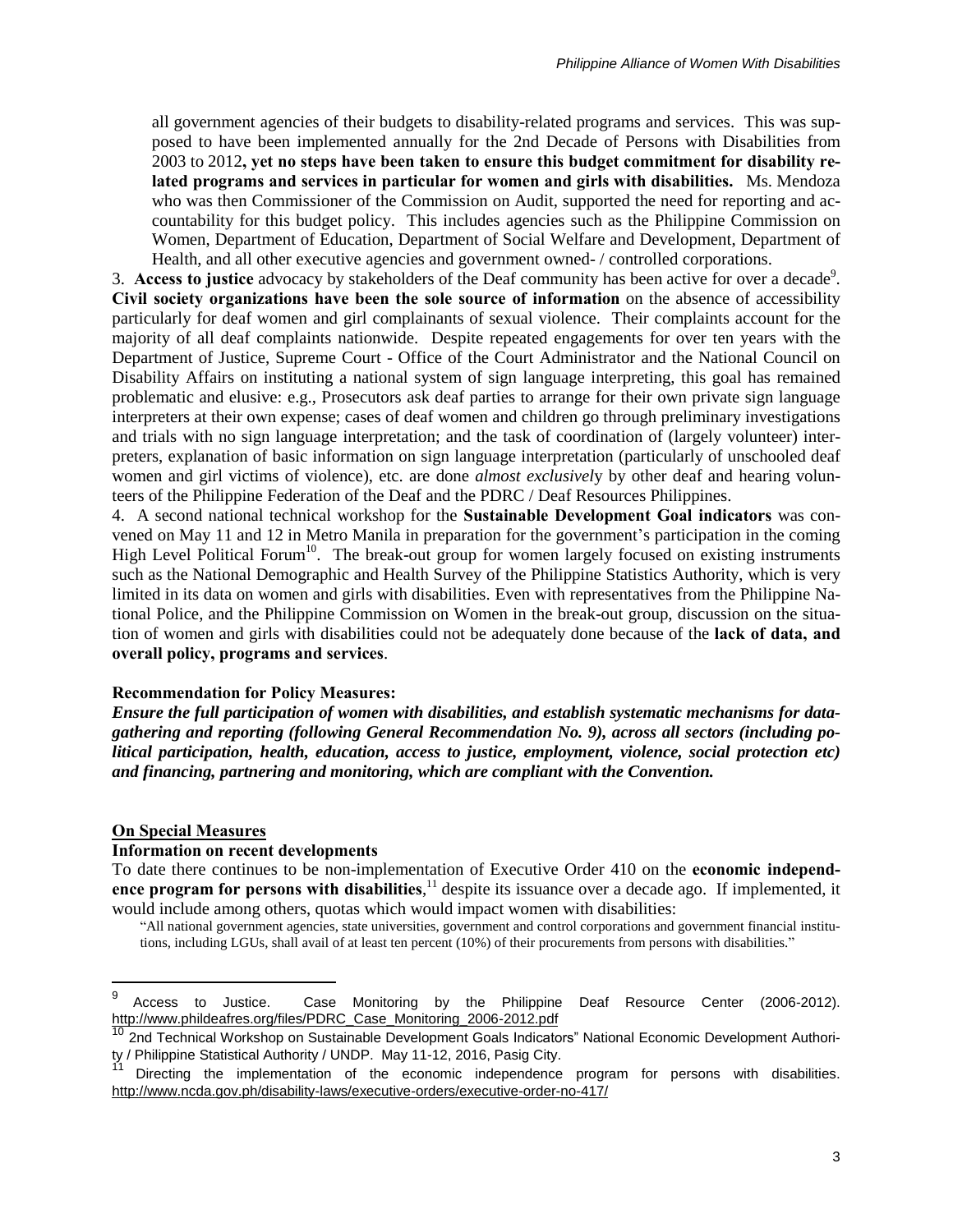all government agencies of their budgets to disability-related programs and services. This was supposed to have been implemented annually for the 2nd Decade of Persons with Disabilities from 2003 to 2012**, yet no steps have been taken to ensure this budget commitment for disability related programs and services in particular for women and girls with disabilities.** Ms. Mendoza who was then Commissioner of the Commission on Audit, supported the need for reporting and accountability for this budget policy. This includes agencies such as the Philippine Commission on Women, Department of Education, Department of Social Welfare and Development, Department of Health, and all other executive agencies and government owned- / controlled corporations.

3. **Access to justice** advocacy by stakeholders of the Deaf community has been active for over a decade[9]. **Civil society organizations have been the sole source of information** on the absence of accessibility particularly for deaf women and girl complainants of sexual violence. Their complaints account for the majority of all deaf complaints nationwide. Despite repeated engagements for over ten years with the Department of Justice, Supreme Court - Office of the Court Administrator and the National Council on Disability Affairs on instituting a national system of sign language interpreting, this goal has remained problematic and elusive: e.g., Prosecutors ask deaf parties to arrange for their own private sign language interpreters at their own expense; cases of deaf women and children go through preliminary investigations and trials with no sign language interpretation; and the task of coordination of (largely volunteer) interpreters, explanation of basic information on sign language interpretation (particularly of unschooled deaf women and girl victims of violence), etc. are done *almost exclusively* by other deaf and hearing volunteers of the Philippine Federation of the Deaf and the PDRC / Deaf Resources Philippines.

4. A second national technical workshop for the **Sustainable Development Goal indicators** was convened on May 11 and 12 in Metro Manila in preparation for the government's participation in the coming High Level Political Forum[10]. The break-out group for women largely focused on existing instruments such as the National Demographic and Health Survey of the Philippine Statistics Authority, which is very limited in its data on women and girls with disabilities. Even with representatives from the Philippine National Police, and the Philippine Commission on Women in the break-out group, discussion on the situation of women and girls with disabilities could not be adequately done because of the **lack of data, and overall policy, programs and services**.

**Recommendation for Policy Measures:**

***Ensure the full participation of women with disabilities, and establish systematic mechanisms for data-gathering and reporting (following General Recommendation No. 9), across all sectors (including political participation, health, education, access to justice, employment, violence, social protection etc) and financing, partnering and monitoring, which are compliant with the Convention.***

**On Special Measures**

**Information on recent developments**

To date there continues to be non-implementation of Executive Order 410 on the **economic independence program for persons with disabilities**,[11] despite its issuance over a decade ago. If implemented, it would include among others, quotas which would impact women with disabilities:

> "All national government agencies, state universities, government and control corporations and government financial institutions, including LGUs, shall avail of at least ten percent (10%) of their procurements from persons with disabilities."

---

[9] Access to Justice. Case Monitoring by the Philippine Deaf Resource Center (2006-2012). http://www.phildeafres.org/files/PDRC_Case_Monitoring_2006-2012.pdf

[10] 2nd Technical Workshop on Sustainable Development Goals Indicators" National Economic Development Authority / Philippine Statistical Authority / UNDP. May 11-12, 2016, Pasig City.

[11] Directing the implementation of the economic independence program for persons with disabilities. http://www.ncda.gov.ph/disability-laws/executive-orders/executive-order-no-417/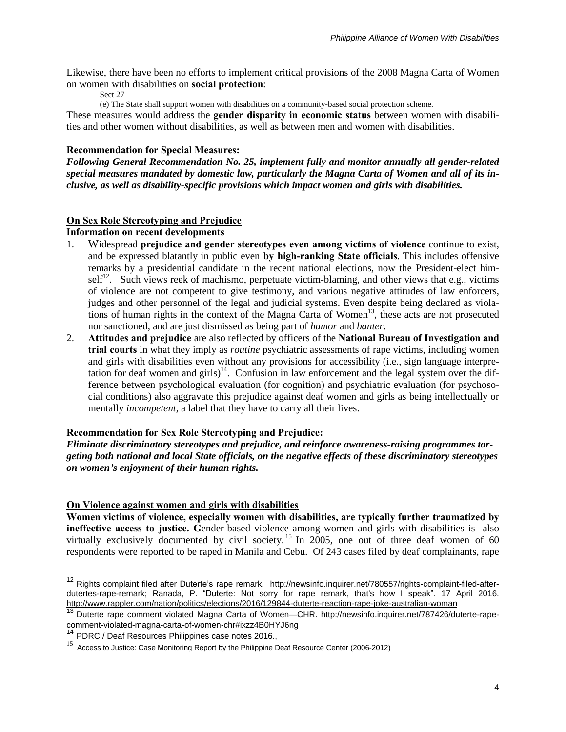Likewise, there have been no efforts to implement critical provisions of the 2008 Magna Carta of Women on women with disabilities on **social protection**:

Sect 27

(e) The State shall support women with disabilities on a community-based social protection scheme.

These measures would address the **gender disparity in economic status** between women with disabilities and other women without disabilities, as well as between men and women with disabilities.

**Recommendation for Special Measures:**

***Following General Recommendation No. 25, implement fully and monitor annually all gender-related special measures mandated by domestic law, particularly the Magna Carta of Women and all of its inclusive, as well as disability-specific provisions which impact women and girls with disabilities.***

**On Sex Role Stereotyping and Prejudice**

**Information on recent developments**

1. Widespread **prejudice and gender stereotypes even among victims of violence** continue to exist, and be expressed blatantly in public even **by high-ranking State officials**. This includes offensive remarks by a presidential candidate in the recent national elections, now the President-elect himself[12]. Such views reek of machismo, perpetuate victim-blaming, and other views that e.g., victims of violence are not competent to give testimony, and various negative attitudes of law enforcers, judges and other personnel of the legal and judicial systems. Even despite being declared as violations of human rights in the context of the Magna Carta of Women[13], these acts are not prosecuted nor sanctioned, and are just dismissed as being part of *humor* and *banter*.
2. **Attitudes and prejudice** are also reflected by officers of the **National Bureau of Investigation and trial courts** in what they imply as *routine* psychiatric assessments of rape victims, including women and girls with disabilities even without any provisions for accessibility (i.e., sign language interpretation for deaf women and girls)[14]. Confusion in law enforcement and the legal system over the difference between psychological evaluation (for cognition) and psychiatric evaluation (for psychosocial conditions) also aggravate this prejudice against deaf women and girls as being intellectually or mentally *incompetent*, a label that they have to carry all their lives.

**Recommendation for Sex Role Stereotyping and Prejudice:**

***Eliminate discriminatory stereotypes and prejudice, and reinforce awareness-raising programmes targeting both national and local State officials, on the negative effects of these discriminatory stereotypes on women's enjoyment of their human rights.***

**On Violence against women and girls with disabilities**

**Women victims of violence, especially women with disabilities, are typically further traumatized by ineffective access to justice. G**ender-based violence among women and girls with disabilities is also virtually exclusively documented by civil society.[15] In 2005, one out of three deaf women of 60 respondents were reported to be raped in Manila and Cebu. Of 243 cases filed by deaf complainants, rape

---

[12] Rights complaint filed after Duterte's rape remark. http://newsinfo.inquirer.net/780557/rights-complaint-filed-after-dutertes-rape-remark; Ranada, P. "Duterte: Not sorry for rape remark, that's how I speak". 17 April 2016. http://www.rappler.com/nation/politics/elections/2016/129844-duterte-reaction-rape-joke-australian-woman

[13] Duterte rape comment violated Magna Carta of Women—CHR. http://newsinfo.inquirer.net/787426/duterte-rape-comment-violated-magna-carta-of-women-chr#ixzz4B0HYJ6ng

[14] PDRC / Deaf Resources Philippines case notes 2016.,

[15] Access to Justice: Case Monitoring Report by the Philippine Deaf Resource Center (2006-2012)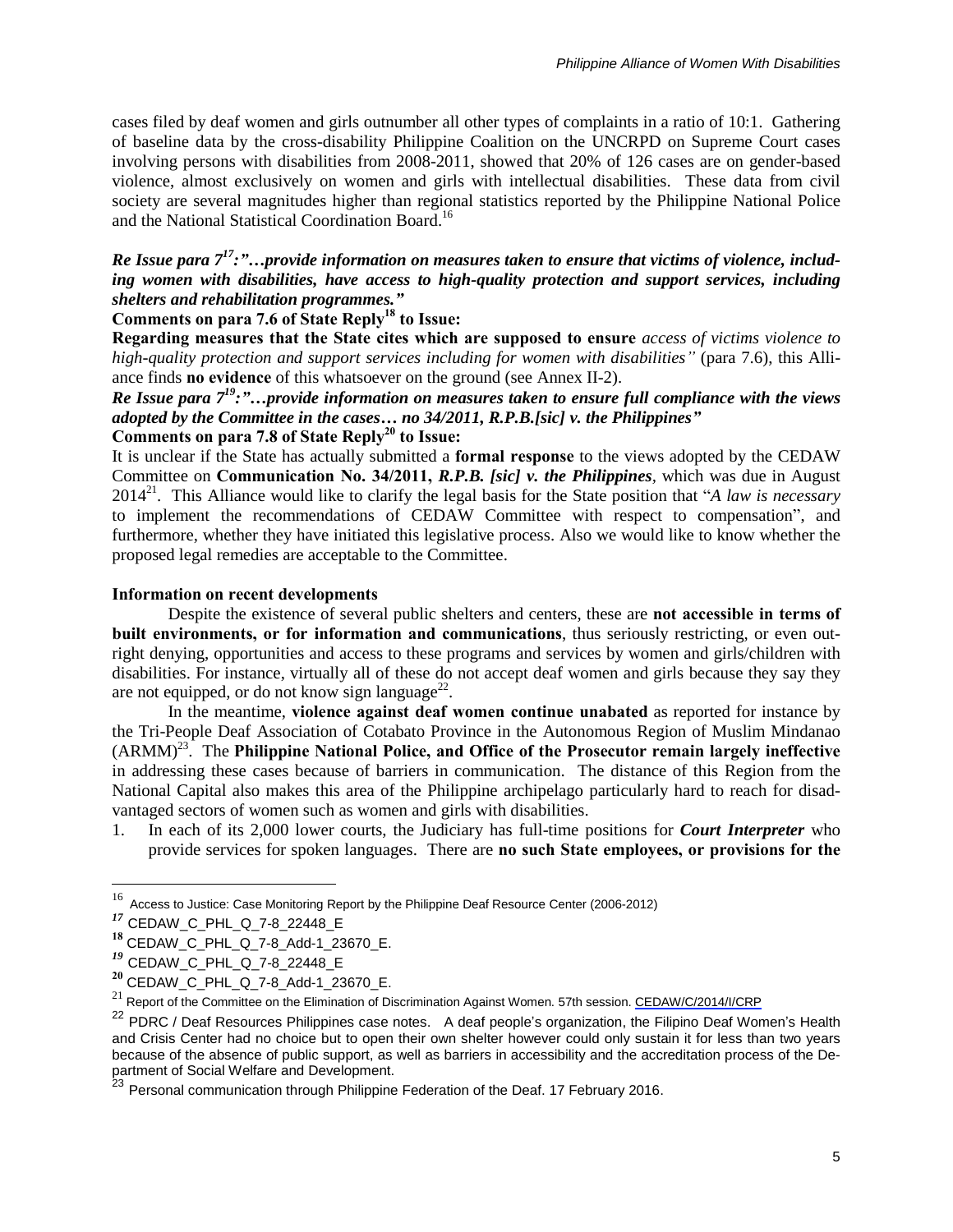cases filed by deaf women and girls outnumber all other types of complaints in a ratio of 10:1. Gathering of baseline data by the cross-disability Philippine Coalition on the UNCRPD on Supreme Court cases involving persons with disabilities from 2008-2011, showed that 20% of 126 cases are on gender-based violence, almost exclusively on women and girls with intellectual disabilities. These data from civil society are several magnitudes higher than regional statistics reported by the Philippine National Police and the National Statistical Coordination Board.[16]

***Re Issue para 7[17]:"…provide information on measures taken to ensure that victims of violence, including women with disabilities, have access to high-quality protection and support services, including shelters and rehabilitation programmes."***

**Comments on para 7.6 of State Reply[18] to Issue:**

**Regarding measures that the State cites which are supposed to ensure** *access of victims violence to high-quality protection and support services including for women with disabilities"* (para 7.6), this Alliance finds **no evidence** of this whatsoever on the ground (see Annex II-2).

***Re Issue para 7[19]:"…provide information on measures taken to ensure full compliance with the views adopted by the Committee in the cases… no 34/2011, R.P.B.[sic] v. the Philippines"***

**Comments on para 7.8 of State Reply[20] to Issue:**

It is unclear if the State has actually submitted a **formal response** to the views adopted by the CEDAW Committee on **Communication No. 34/2011, *R.P.B. [sic] v. the Philippines***, which was due in August 2014[21]. This Alliance would like to clarify the legal basis for the State position that "*A law is necessary* to implement the recommendations of CEDAW Committee with respect to compensation", and furthermore, whether they have initiated this legislative process. Also we would like to know whether the proposed legal remedies are acceptable to the Committee.

**Information on recent developments**

Despite the existence of several public shelters and centers, these are **not accessible in terms of built environments, or for information and communications**, thus seriously restricting, or even outright denying, opportunities and access to these programs and services by women and girls/children with disabilities. For instance, virtually all of these do not accept deaf women and girls because they say they are not equipped, or do not know sign language[22].

In the meantime, **violence against deaf women continue unabated** as reported for instance by the Tri-People Deaf Association of Cotabato Province in the Autonomous Region of Muslim Mindanao (ARMM)[23]. The **Philippine National Police, and Office of the Prosecutor remain largely ineffective** in addressing these cases because of barriers in communication. The distance of this Region from the National Capital also makes this area of the Philippine archipelago particularly hard to reach for disadvantaged sectors of women such as women and girls with disabilities.

1. In each of its 2,000 lower courts, the Judiciary has full-time positions for ***Court Interpreter*** who provide services for spoken languages. There are **no such State employees, or provisions for the**

---

[16] Access to Justice: Case Monitoring Report by the Philippine Deaf Resource Center (2006-2012)

[17] CEDAW_C_PHL_Q_7-8_22448_E

[18] CEDAW_C_PHL_Q_7-8_Add-1_23670_E.

[19] CEDAW_C_PHL_Q_7-8_22448_E

[20] CEDAW_C_PHL_Q_7-8_Add-1_23670_E.

[21] Report of the Committee on the Elimination of Discrimination Against Women. 57th session. CEDAW/C/2014/I/CRP

[22] PDRC / Deaf Resources Philippines case notes. A deaf people's organization, the Filipino Deaf Women's Health and Crisis Center had no choice but to open their own shelter however could only sustain it for less than two years because of the absence of public support, as well as barriers in accessibility and the accreditation process of the Department of Social Welfare and Development.

[23] Personal communication through Philippine Federation of the Deaf. 17 February 2016.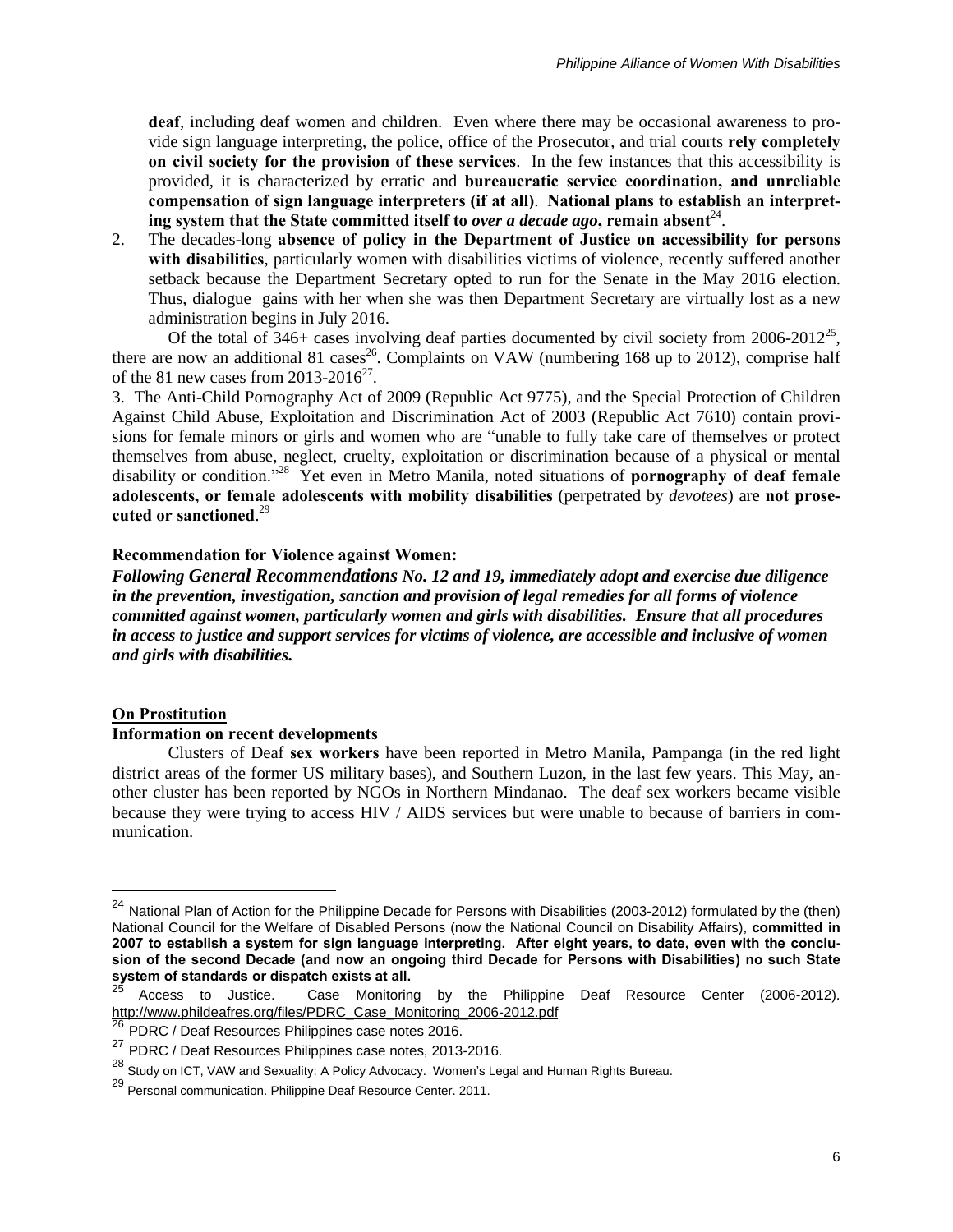**deaf**, including deaf women and children. Even where there may be occasional awareness to provide sign language interpreting, the police, office of the Prosecutor, and trial courts **rely completely on civil society for the provision of these services**. In the few instances that this accessibility is provided, it is characterized by erratic and **bureaucratic service coordination, and unreliable compensation of sign language interpreters (if at all)**. **National plans to establish an interpreting system that the State committed itself to *over a decade ago*, remain absent**[24].

2. The decades-long **absence of policy in the Department of Justice on accessibility for persons with disabilities**, particularly women with disabilities victims of violence, recently suffered another setback because the Department Secretary opted to run for the Senate in the May 2016 election. Thus, dialogue gains with her when she was then Department Secretary are virtually lost as a new administration begins in July 2016.

Of the total of 346+ cases involving deaf parties documented by civil society from 2006-2012[25], there are now an additional 81 cases[26]. Complaints on VAW (numbering 168 up to 2012), comprise half of the 81 new cases from 2013-2016[27].

3. The Anti-Child Pornography Act of 2009 (Republic Act 9775), and the Special Protection of Children Against Child Abuse, Exploitation and Discrimination Act of 2003 (Republic Act 7610) contain provisions for female minors or girls and women who are "unable to fully take care of themselves or protect themselves from abuse, neglect, cruelty, exploitation or discrimination because of a physical or mental disability or condition."[28] Yet even in Metro Manila, noted situations of **pornography of deaf female adolescents, or female adolescents with mobility disabilities** (perpetrated by *devotees*) are **not prosecuted or sanctioned**.[29]

**Recommendation for Violence against Women:**

***Following General Recommendations No. 12 and 19, immediately adopt and exercise due diligence in the prevention, investigation, sanction and provision of legal remedies for all forms of violence committed against women, particularly women and girls with disabilities. Ensure that all procedures in access to justice and support services for victims of violence, are accessible and inclusive of women and girls with disabilities.***

## On Prostitution

**Information on recent developments**

Clusters of Deaf **sex workers** have been reported in Metro Manila, Pampanga (in the red light district areas of the former US military bases), and Southern Luzon, in the last few years. This May, another cluster has been reported by NGOs in Northern Mindanao. The deaf sex workers became visible because they were trying to access HIV / AIDS services but were unable to because of barriers in communication.

---

[24] National Plan of Action for the Philippine Decade for Persons with Disabilities (2003-2012) formulated by the (then) National Council for the Welfare of Disabled Persons (now the National Council on Disability Affairs), **committed in 2007 to establish a system for sign language interpreting. After eight years, to date, even with the conclusion of the second Decade (and now an ongoing third Decade for Persons with Disabilities) no such State system of standards or dispatch exists at all.**

[25] Access to Justice. Case Monitoring by the Philippine Deaf Resource Center (2006-2012). http://www.phildeafres.org/files/PDRC_Case_Monitoring_2006-2012.pdf

[26] PDRC / Deaf Resources Philippines case notes 2016.

[27] PDRC / Deaf Resources Philippines case notes, 2013-2016.

[28] Study on ICT, VAW and Sexuality: A Policy Advocacy. Women's Legal and Human Rights Bureau.

[29] Personal communication. Philippine Deaf Resource Center. 2011.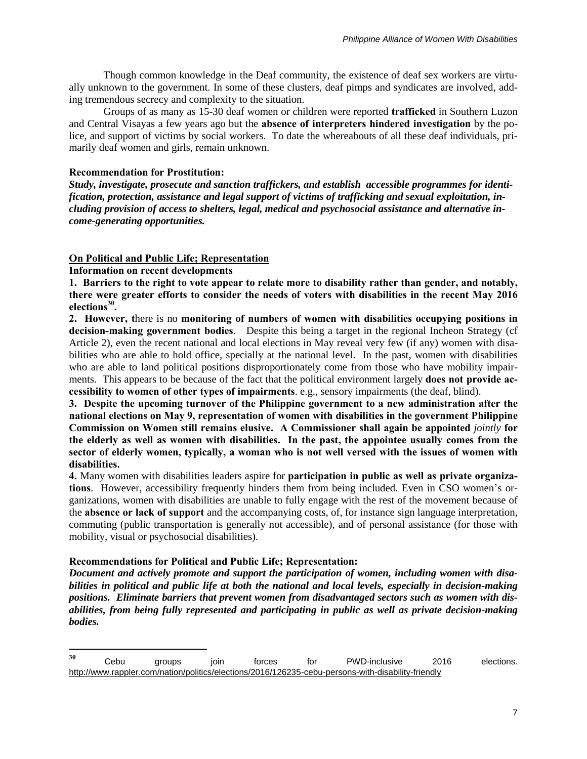Though common knowledge in the Deaf community, the existence of deaf sex workers are virtually unknown to the government. In some of these clusters, deaf pimps and syndicates are involved, adding tremendous secrecy and complexity to the situation.

Groups of as many as 15-30 deaf women or children were reported **trafficked** in Southern Luzon and Central Visayas a few years ago but the **absence of interpreters hindered investigation** by the police, and support of victims by social workers. To date the whereabouts of all these deaf individuals, primarily deaf women and girls, remain unknown.

**Recommendation for Prostitution:**

***Study, investigate, prosecute and sanction traffickers, and establish accessible programmes for identification, protection, assistance and legal support of victims of trafficking and sexual exploitation, including provision of access to shelters, legal, medical and psychosocial assistance and alternative income-generating opportunities.***

**On Political and Public Life; Representation**

**Information on recent developments**

**1. Barriers to the right to vote appear to relate more to disability rather than gender, and notably, there were greater efforts to consider the needs of voters with disabilities in the recent May 2016 elections[30].**

**2. However, t**here is no **monitoring of numbers of women with disabilities occupying positions in decision-making government bodies**. Despite this being a target in the regional Incheon Strategy (cf Article 2), even the recent national and local elections in May reveal very few (if any) women with disabilities who are able to hold office, specially at the national level. In the past, women with disabilities who are able to land political positions disproportionately come from those who have mobility impairments. This appears to be because of the fact that the political environment largely **does not provide accessibility to women of other types of impairments**. e.g., sensory impairments (the deaf, blind).

**3. Despite the upcoming turnover of the Philippine government to a new administration after the national elections on May 9, representation of women with disabilities in the government Philippine Commission on Women still remains elusive. A Commissioner shall again be appointed *jointly* for the elderly as well as women with disabilities. In the past, the appointee usually comes from the sector of elderly women, typically, a woman who is not well versed with the issues of women with disabilities.**

**4.** Many women with disabilities leaders aspire for **participation in public as well as private organizations**. However, accessibility frequently hinders them from being included. Even in CSO women's organizations, women with disabilities are unable to fully engage with the rest of the movement because of the **absence or lack of support** and the accompanying costs, of, for instance sign language interpretation, commuting (public transportation is generally not accessible), and of personal assistance (for those with mobility, visual or psychosocial disabilities).

**Recommendations for Political and Public Life; Representation:**

***Document and actively promote and support the participation of women, including women with disabilities in political and public life at both the national and local levels, especially in decision-making positions. Eliminate barriers that prevent women from disadvantaged sectors such as women with disabilities, from being fully represented and participating in public as well as private decision-making bodies.***

---

[30] Cebu groups join forces for PWD-inclusive 2016 elections. http://www.rappler.com/nation/politics/elections/2016/126235-cebu-persons-with-disability-friendly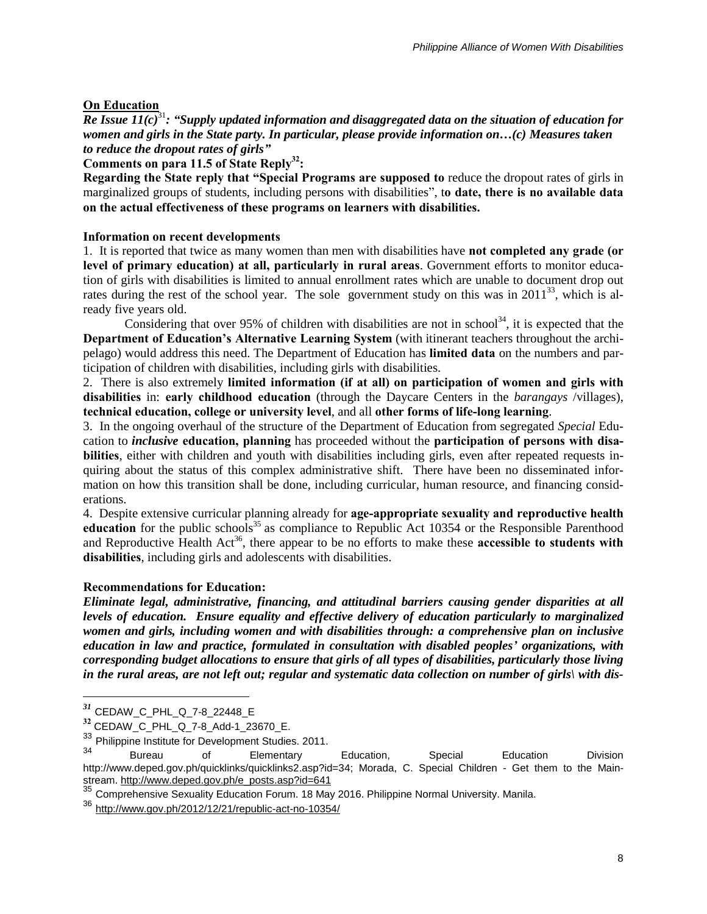**On Education**

***Re Issue 11(c)***[31]***: "Supply updated information and disaggregated data on the situation of education for women and girls in the State party. In particular, please provide information on…(c) Measures taken to reduce the dropout rates of girls"***

**Comments on para 11.5 of State Reply**[32]**:**

**Regarding the State reply that "Special Programs are supposed to** reduce the dropout rates of girls in marginalized groups of students, including persons with disabilities", t**o date, there is no available data on the actual effectiveness of these programs on learners with disabilities.**

**Information on recent developments**

1. It is reported that twice as many women than men with disabilities have **not completed any grade (or level of primary education) at all, particularly in rural areas**. Government efforts to monitor education of girls with disabilities is limited to annual enrollment rates which are unable to document drop out rates during the rest of the school year. The sole government study on this was in 2011[33], which is already five years old.

   Considering that over 95% of children with disabilities are not in school[34], it is expected that the **Department of Education's Alternative Learning System** (with itinerant teachers throughout the archipelago) would address this need. The Department of Education has **limited data** on the numbers and participation of children with disabilities, including girls with disabilities.

2. There is also extremely **limited information (if at all) on participation of women and girls with disabilities** in: **early childhood education** (through the Daycare Centers in the *barangays* /villages), **technical education, college or university level**, and all **other forms of life-long learning**.

3. In the ongoing overhaul of the structure of the Department of Education from segregated *Special* Education to ***inclusive* education, planning** has proceeded without the **participation of persons with disabilities**, either with children and youth with disabilities including girls, even after repeated requests inquiring about the status of this complex administrative shift. There have been no disseminated information on how this transition shall be done, including curricular, human resource, and financing considerations.

4. Despite extensive curricular planning already for **age-appropriate sexuality and reproductive health education** for the public schools[35] as compliance to Republic Act 10354 or the Responsible Parenthood and Reproductive Health Act[36], there appear to be no efforts to make these **accessible to students with disabilities**, including girls and adolescents with disabilities.

**Recommendations for Education:**

***Eliminate legal, administrative, financing, and attitudinal barriers causing gender disparities at all levels of education. Ensure equality and effective delivery of education particularly to marginalized women and girls, including women and with disabilities through: a comprehensive plan on inclusive education in law and practice, formulated in consultation with disabled peoples' organizations, with corresponding budget allocations to ensure that girls of all types of disabilities, particularly those living in the rural areas, are not left out; regular and systematic data collection on number of girls\ with dis-***

---

[31] CEDAW_C_PHL_Q_7-8_22448_E

[32] CEDAW_C_PHL_Q_7-8_Add-1_23670_E.

[33] Philippine Institute for Development Studies. 2011.

[34] Bureau of Elementary Education, Special Education Division http://www.deped.gov.ph/quicklinks/quicklinks2.asp?id=34; Morada, C. Special Children - Get them to the Mainstream. http://www.deped.gov.ph/e_posts.asp?id=641

[35] Comprehensive Sexuality Education Forum. 18 May 2016. Philippine Normal University. Manila.

[36] http://www.gov.ph/2012/12/21/republic-act-no-10354/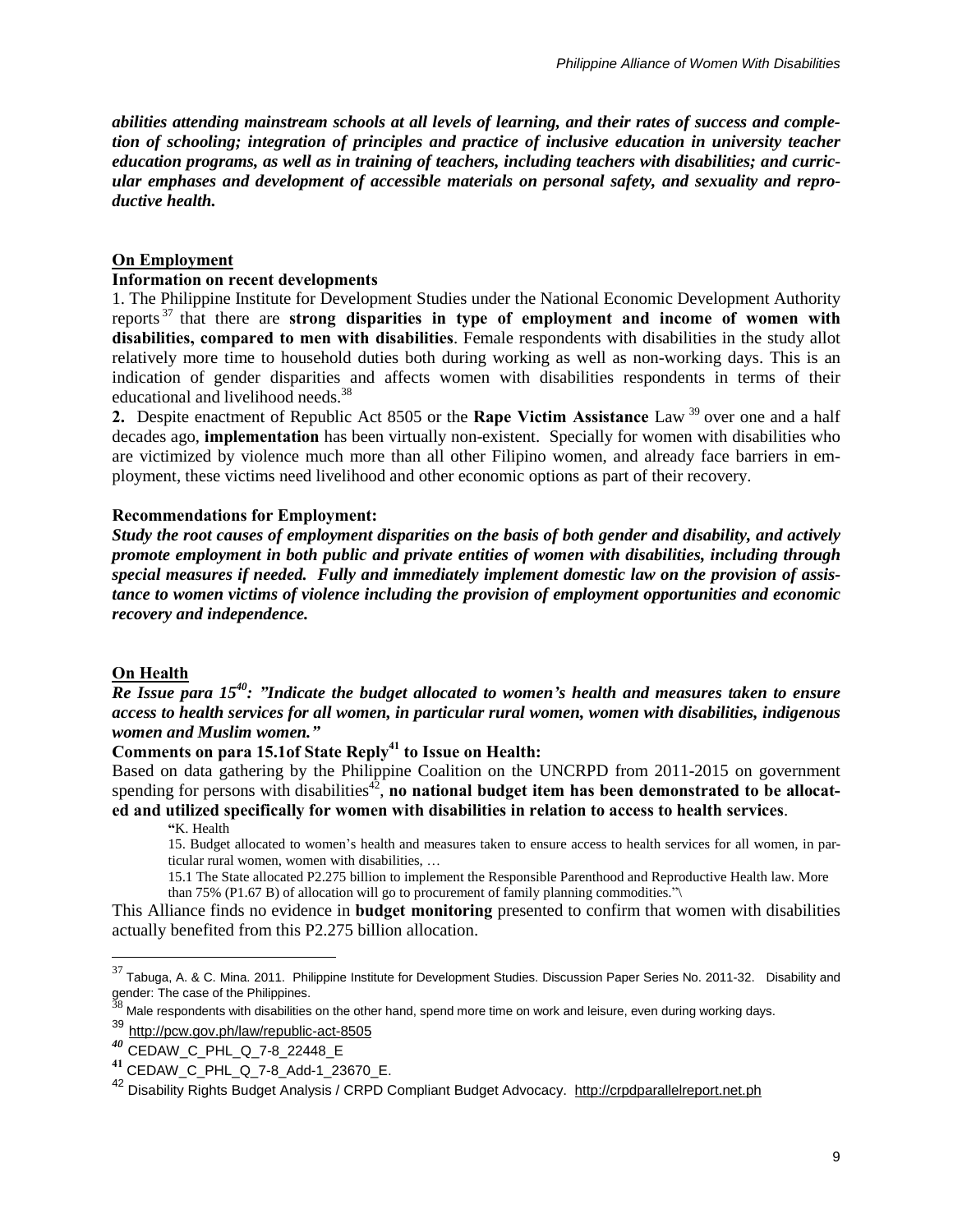***abilities attending mainstream schools at all levels of learning, and their rates of success and completion of schooling; integration of principles and practice of inclusive education in university teacher education programs, as well as in training of teachers, including teachers with disabilities; and curricular emphases and development of accessible materials on personal safety, and sexuality and reproductive health.***

## On Employment

### Information on recent developments

1. The Philippine Institute for Development Studies under the National Economic Development Authority reports [37] that there are **strong disparities in type of employment and income of women with disabilities, compared to men with disabilities**. Female respondents with disabilities in the study allot relatively more time to household duties both during working as well as non-working days. This is an indication of gender disparities and affects women with disabilities respondents in terms of their educational and livelihood needs.[38]

**2.** Despite enactment of Republic Act 8505 or the **Rape Victim Assistance** Law [39] over one and a half decades ago, **implementation** has been virtually non-existent. Specially for women with disabilities who are victimized by violence much more than all other Filipino women, and already face barriers in employment, these victims need livelihood and other economic options as part of their recovery.

### Recommendations for Employment:

***Study the root causes of employment disparities on the basis of both gender and disability, and actively promote employment in both public and private entities of women with disabilities, including through special measures if needed. Fully and immediately implement domestic law on the provision of assistance to women victims of violence including the provision of employment opportunities and economic recovery and independence.***

## On Health

***Re Issue para 15[40]: "Indicate the budget allocated to women's health and measures taken to ensure access to health services for all women, in particular rural women, women with disabilities, indigenous women and Muslim women."***

**Comments on para 15.1of State Reply[41] to Issue on Health:**

Based on data gathering by the Philippine Coalition on the UNCRPD from 2011-2015 on government spending for persons with disabilities[42], **no national budget item has been demonstrated to be allocated and utilized specifically for women with disabilities in relation to access to health services**.

> "K. Health
>
> 15. Budget allocated to women's health and measures taken to ensure access to health services for all women, in particular rural women, women with disabilities, …
>
> 15.1 The State allocated P2.275 billion to implement the Responsible Parenthood and Reproductive Health law. More than 75% (P1.67 B) of allocation will go to procurement of family planning commodities."\

This Alliance finds no evidence in **budget monitoring** presented to confirm that women with disabilities actually benefited from this P2.275 billion allocation.

---

[37] Tabuga, A. & C. Mina. 2011. Philippine Institute for Development Studies. Discussion Paper Series No. 2011-32. Disability and gender: The case of the Philippines.

[38] Male respondents with disabilities on the other hand, spend more time on work and leisure, even during working days.

[39] http://pcw.gov.ph/law/republic-act-8505

[40] CEDAW_C_PHL_Q_7-8_22448_E

[41] CEDAW_C_PHL_Q_7-8_Add-1_23670_E.

[42] Disability Rights Budget Analysis / CRPD Compliant Budget Advocacy. http://crpdparallelreport.net.ph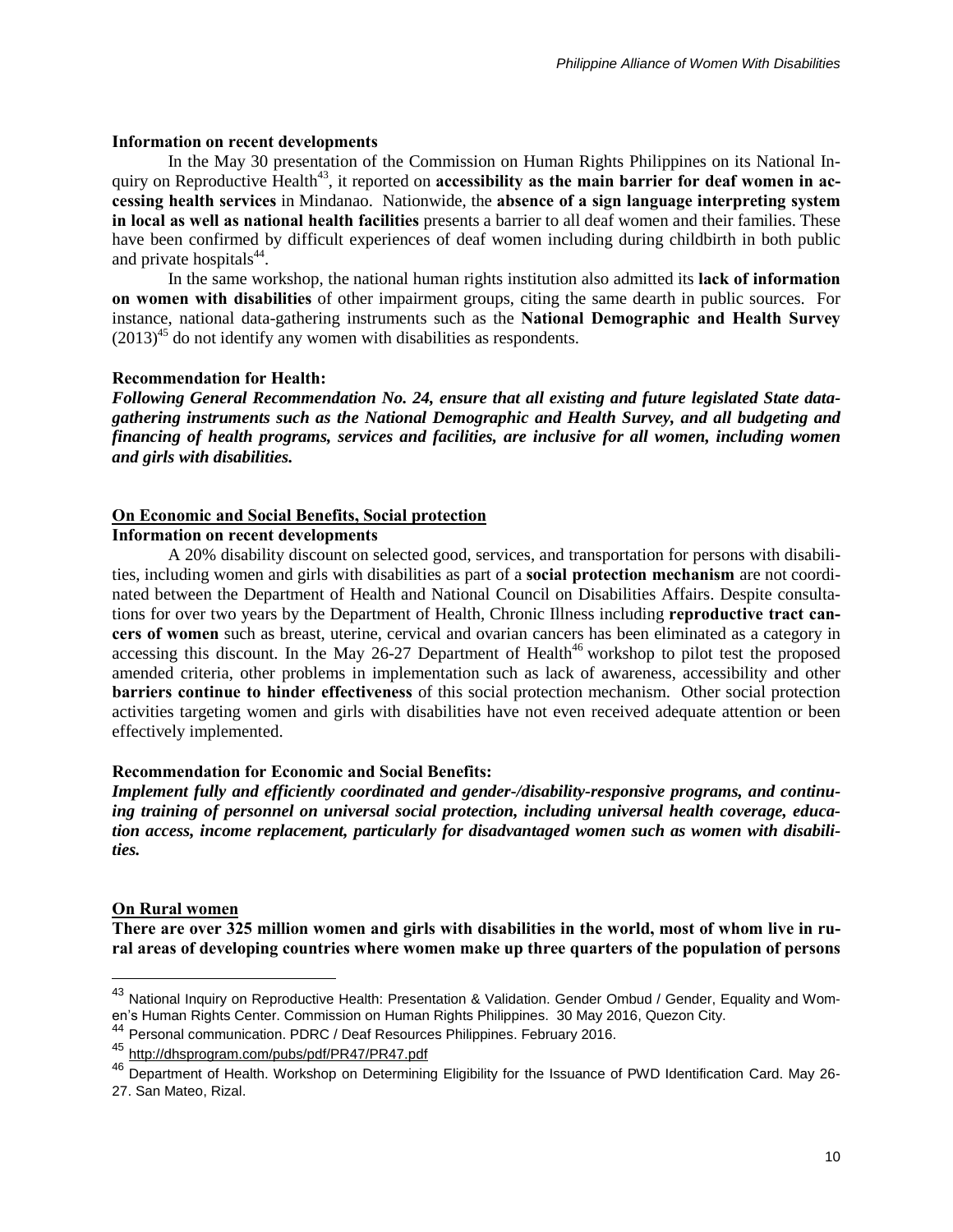**Information on recent developments**

In the May 30 presentation of the Commission on Human Rights Philippines on its National Inquiry on Reproductive Health[43], it reported on **accessibility as the main barrier for deaf women in accessing health services** in Mindanao. Nationwide, the **absence of a sign language interpreting system in local as well as national health facilities** presents a barrier to all deaf women and their families. These have been confirmed by difficult experiences of deaf women including during childbirth in both public and private hospitals[44].

In the same workshop, the national human rights institution also admitted its **lack of information on women with disabilities** of other impairment groups, citing the same dearth in public sources. For instance, national data-gathering instruments such as the **National Demographic and Health Survey** (2013)[45] do not identify any women with disabilities as respondents.

**Recommendation for Health:**

***Following General Recommendation No. 24, ensure that all existing and future legislated State data-gathering instruments such as the National Demographic and Health Survey, and all budgeting and financing of health programs, services and facilities, are inclusive for all women, including women and girls with disabilities.***

## On Economic and Social Benefits, Social protection

**Information on recent developments**

A 20% disability discount on selected good, services, and transportation for persons with disabilities, including women and girls with disabilities as part of a **social protection mechanism** are not coordinated between the Department of Health and National Council on Disabilities Affairs. Despite consultations for over two years by the Department of Health, Chronic Illness including **reproductive tract cancers of women** such as breast, uterine, cervical and ovarian cancers has been eliminated as a category in accessing this discount. In the May 26-27 Department of Health[46] workshop to pilot test the proposed amended criteria, other problems in implementation such as lack of awareness, accessibility and other **barriers continue to hinder effectiveness** of this social protection mechanism. Other social protection activities targeting women and girls with disabilities have not even received adequate attention or been effectively implemented.

**Recommendation for Economic and Social Benefits:**

***Implement fully and efficiently coordinated and gender-/disability-responsive programs, and continuing training of personnel on universal social protection, including universal health coverage, education access, income replacement, particularly for disadvantaged women such as women with disabilities.***

## On Rural women

**There are over 325 million women and girls with disabilities in the world, most of whom live in rural areas of developing countries where women make up three quarters of the population of persons**

---

[43] National Inquiry on Reproductive Health: Presentation & Validation. Gender Ombud / Gender, Equality and Women's Human Rights Center. Commission on Human Rights Philippines. 30 May 2016, Quezon City.

[44] Personal communication. PDRC / Deaf Resources Philippines. February 2016.

[45] http://dhsprogram.com/pubs/pdf/PR47/PR47.pdf

[46] Department of Health. Workshop on Determining Eligibility for the Issuance of PWD Identification Card. May 26-27. San Mateo, Rizal.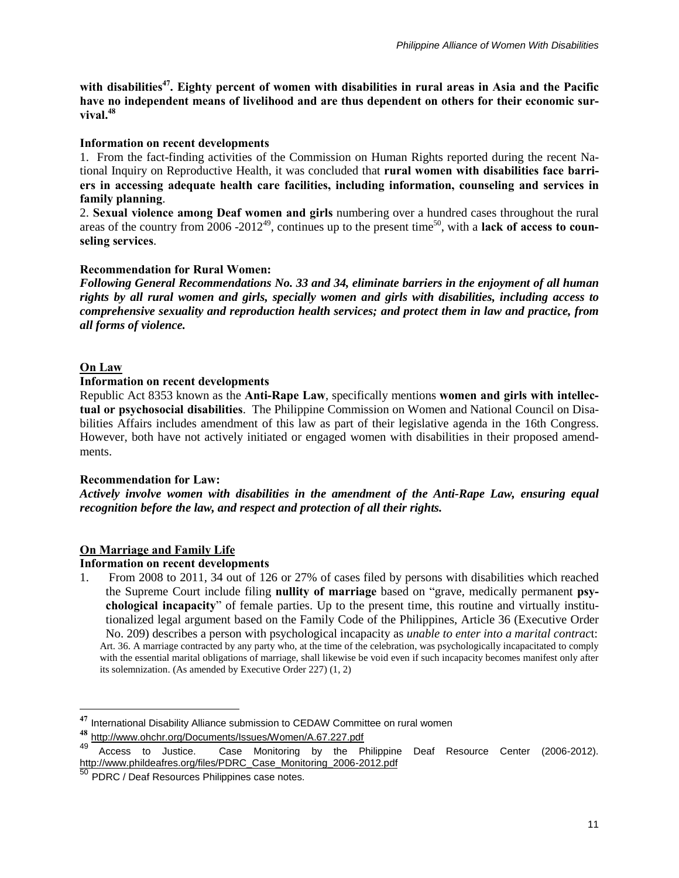**with disabilities[47]. Eighty percent of women with disabilities in rural areas in Asia and the Pacific have no independent means of livelihood and are thus dependent on others for their economic survival.[48]**

**Information on recent developments**

1. From the fact-finding activities of the Commission on Human Rights reported during the recent National Inquiry on Reproductive Health, it was concluded that **rural women with disabilities face barriers in accessing adequate health care facilities, including information, counseling and services in family planning**.
2. **Sexual violence among Deaf women and girls** numbering over a hundred cases throughout the rural areas of the country from 2006 -2012[49], continues up to the present time[50], with a **lack of access to counseling services**.

**Recommendation for Rural Women:**

***Following General Recommendations No. 33 and 34, eliminate barriers in the enjoyment of all human rights by all rural women and girls, specially women and girls with disabilities, including access to comprehensive sexuality and reproduction health services; and protect them in law and practice, from all forms of violence.***

## On Law

**Information on recent developments**

Republic Act 8353 known as the **Anti-Rape Law**, specifically mentions **women and girls with intellectual or psychosocial disabilities**. The Philippine Commission on Women and National Council on Disabilities Affairs includes amendment of this law as part of their legislative agenda in the 16th Congress. However, both have not actively initiated or engaged women with disabilities in their proposed amendments.

**Recommendation for Law:**

***Actively involve women with disabilities in the amendment of the Anti-Rape Law, ensuring equal recognition before the law, and respect and protection of all their rights.***

## On Marriage and Family Life

**Information on recent developments**

1. From 2008 to 2011, 34 out of 126 or 27% of cases filed by persons with disabilities which reached the Supreme Court include filing **nullity of marriage** based on "grave, medically permanent **psychological incapacity**" of female parties. Up to the present time, this routine and virtually institutionalized legal argument based on the Family Code of the Philippines, Article 36 (Executive Order No. 209) describes a person with psychological incapacity as *unable to enter into a marital contract*:

   Art. 36. A marriage contracted by any party who, at the time of the celebration, was psychologically incapacitated to comply with the essential marital obligations of marriage, shall likewise be void even if such incapacity becomes manifest only after its solemnization. (As amended by Executive Order 227) (1, 2)

---

[47] International Disability Alliance submission to CEDAW Committee on rural women

[48] http://www.ohchr.org/Documents/Issues/Women/A.67.227.pdf

[49] Access to Justice. Case Monitoring by the Philippine Deaf Resource Center (2006-2012). http://www.phildeafres.org/files/PDRC_Case_Monitoring_2006-2012.pdf

[50] PDRC / Deaf Resources Philippines case notes.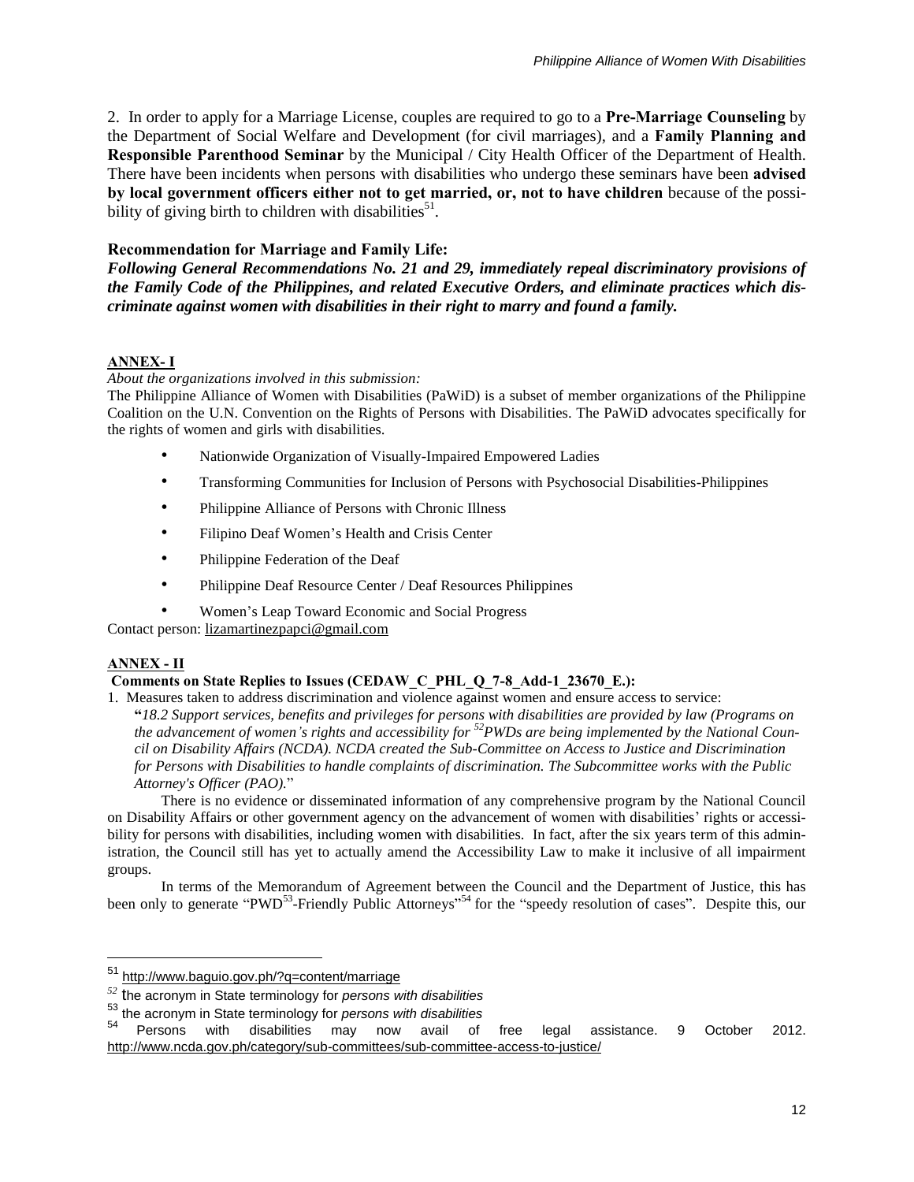2. In order to apply for a Marriage License, couples are required to go to a **Pre-Marriage Counseling** by the Department of Social Welfare and Development (for civil marriages), and a **Family Planning and Responsible Parenthood Seminar** by the Municipal / City Health Officer of the Department of Health. There have been incidents when persons with disabilities who undergo these seminars have been **advised by local government officers either not to get married, or, not to have children** because of the possibility of giving birth to children with disabilities[51].

**Recommendation for Marriage and Family Life:**

***Following General Recommendations No. 21 and 29, immediately repeal discriminatory provisions of the Family Code of the Philippines, and related Executive Orders, and eliminate practices which discriminate against women with disabilities in their right to marry and found a family.***

**ANNEX- I**

*About the organizations involved in this submission:*

The Philippine Alliance of Women with Disabilities (PaWiD) is a subset of member organizations of the Philippine Coalition on the U.N. Convention on the Rights of Persons with Disabilities. The PaWiD advocates specifically for the rights of women and girls with disabilities.

- Nationwide Organization of Visually-Impaired Empowered Ladies
- Transforming Communities for Inclusion of Persons with Psychosocial Disabilities-Philippines
- Philippine Alliance of Persons with Chronic Illness
- Filipino Deaf Women's Health and Crisis Center
- Philippine Federation of the Deaf
- Philippine Deaf Resource Center / Deaf Resources Philippines
- Women's Leap Toward Economic and Social Progress

Contact person: lizamartinezpapci@gmail.com

**ANNEX - II**

**Comments on State Replies to Issues (CEDAW_C_PHL_Q_7-8_Add-1_23670_E.):**

1. Measures taken to address discrimination and violence against women and ensure access to service:

**"***18.2 Support services, benefits and privileges for persons with disabilities are provided by law (Programs on the advancement of women's rights and accessibility for [52]PWDs are being implemented by the National Council on Disability Affairs (NCDA). NCDA created the Sub-Committee on Access to Justice and Discrimination for Persons with Disabilities to handle complaints of discrimination. The Subcommittee works with the Public Attorney's Officer (PAO).*"

There is no evidence or disseminated information of any comprehensive program by the National Council on Disability Affairs or other government agency on the advancement of women with disabilities' rights or accessibility for persons with disabilities, including women with disabilities. In fact, after the six years term of this administration, the Council still has yet to actually amend the Accessibility Law to make it inclusive of all impairment groups.

In terms of the Memorandum of Agreement between the Council and the Department of Justice, this has been only to generate "PWD[53]-Friendly Public Attorneys"[54] for the "speedy resolution of cases". Despite this, our

---

[51] http://www.baguio.gov.ph/?q=content/marriage

[52] the acronym in State terminology for *persons with disabilities*

[53] the acronym in State terminology for *persons with disabilities*

[54] Persons with disabilities may now avail of free legal assistance. 9 October 2012. http://www.ncda.gov.ph/category/sub-committees/sub-committee-access-to-justice/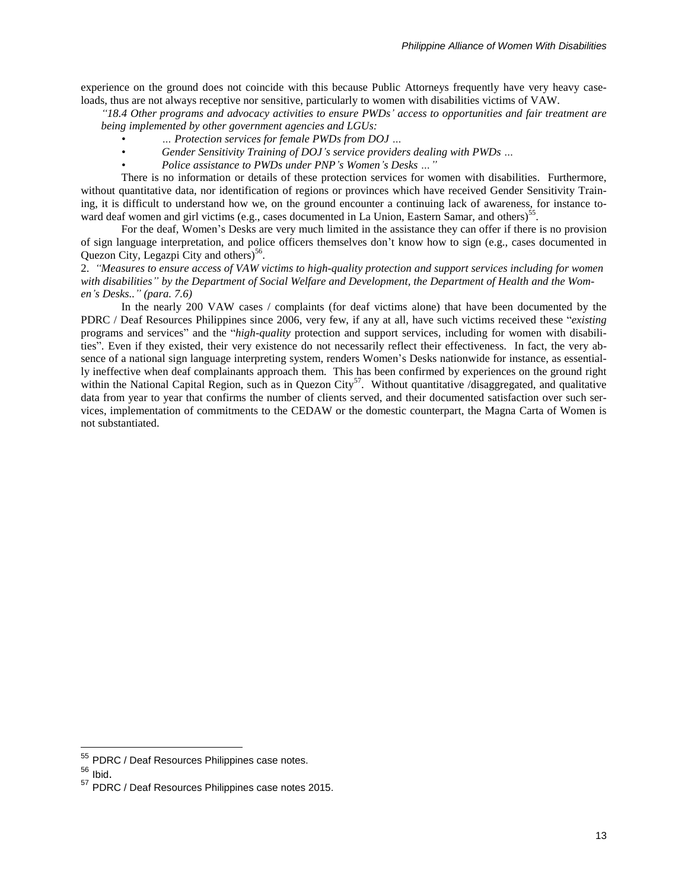experience on the ground does not coincide with this because Public Attorneys frequently have very heavy case-loads, thus are not always receptive nor sensitive, particularly to women with disabilities victims of VAW.

*"18.4 Other programs and advocacy activities to ensure PWDs' access to opportunities and fair treatment are being implemented by other government agencies and LGUs:*

- *… Protection services for female PWDs from DOJ …*
- *Gender Sensitivity Training of DOJ's service providers dealing with PWDs …*
- *Police assistance to PWDs under PNP's Women's Desks …"*

There is no information or details of these protection services for women with disabilities. Furthermore, without quantitative data, nor identification of regions or provinces which have received Gender Sensitivity Training, it is difficult to understand how we, on the ground encounter a continuing lack of awareness, for instance toward deaf women and girl victims (e.g., cases documented in La Union, Eastern Samar, and others)[55].

For the deaf, Women's Desks are very much limited in the assistance they can offer if there is no provision of sign language interpretation, and police officers themselves don't know how to sign (e.g., cases documented in Quezon City, Legazpi City and others)[56].

2. *"Measures to ensure access of VAW victims to high-quality protection and support services including for women with disabilities" by the Department of Social Welfare and Development, the Department of Health and the Women's Desks.." (para. 7.6)*

In the nearly 200 VAW cases / complaints (for deaf victims alone) that have been documented by the PDRC / Deaf Resources Philippines since 2006, very few, if any at all, have such victims received these "*existing* programs and services" and the "*high-quality* protection and support services, including for women with disabilities". Even if they existed, their very existence do not necessarily reflect their effectiveness. In fact, the very absence of a national sign language interpreting system, renders Women's Desks nationwide for instance, as essentially ineffective when deaf complainants approach them. This has been confirmed by experiences on the ground right within the National Capital Region, such as in Quezon City[57]. Without quantitative /disaggregated, and qualitative data from year to year that confirms the number of clients served, and their documented satisfaction over such services, implementation of commitments to the CEDAW or the domestic counterpart, the Magna Carta of Women is not substantiated.

---

[55] PDRC / Deaf Resources Philippines case notes.

[56] Ibid.

[57] PDRC / Deaf Resources Philippines case notes 2015.